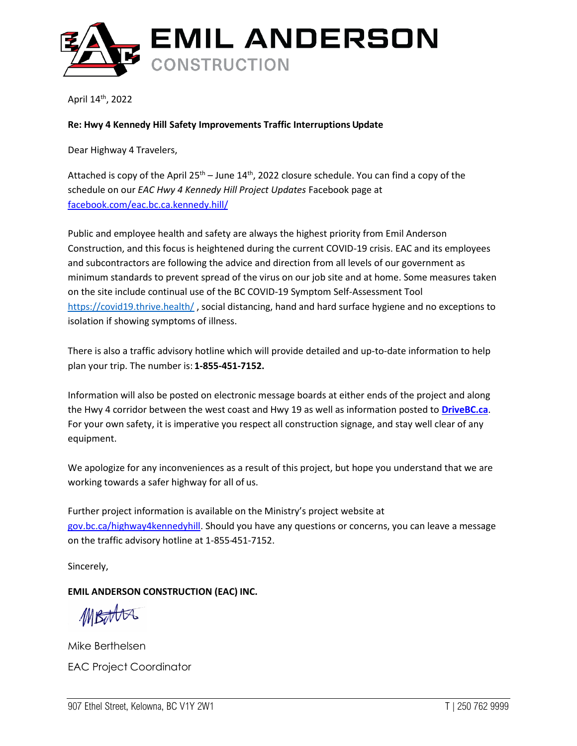**EMIL ANDERSON**
CONSTRUCTION

April 14th, 2022

**Re: Hwy 4 Kennedy Hill Safety Improvements Traffic Interruptions Update**

Dear Highway 4 Travelers,

Attached is copy of the April 25th – June 14th, 2022 closure schedule. You can find a copy of the schedule on our *EAC Hwy 4 Kennedy Hill Project Updates* Facebook page at [facebook.com/eac.bc.ca.kennedy.hill/](facebook.com/eac.bc.ca.kennedy.hill/)

Public and employee health and safety are always the highest priority from Emil Anderson Construction, and this focus is heightened during the current COVID-19 crisis. EAC and its employees and subcontractors are following the advice and direction from all levels of our government as minimum standards to prevent spread of the virus on our job site and at home. Some measures taken on the site include continual use of the BC COVID-19 Symptom Self-Assessment Tool [https://covid19.thrive.health/](https://covid19.thrive.health/) , social distancing, hand and hard surface hygiene and no exceptions to isolation if showing symptoms of illness.

There is also a traffic advisory hotline which will provide detailed and up-to-date information to help plan your trip. The number is: **1-855-451-7152.**

Information will also be posted on electronic message boards at either ends of the project and along the Hwy 4 corridor between the west coast and Hwy 19 as well as information posted to **[DriveBC.ca](DriveBC.ca)**. For your own safety, it is imperative you respect all construction signage, and stay well clear of any equipment.

We apologize for any inconveniences as a result of this project, but hope you understand that we are working towards a safer highway for all of us.

Further project information is available on the Ministry's project website at [gov.bc.ca/highway4kennedyhill](gov.bc.ca/highway4kennedyhill). Should you have any questions or concerns, you can leave a message on the traffic advisory hotline at 1-855-451-7152.

Sincerely,

**EMIL ANDERSON CONSTRUCTION (EAC) INC.**

Mike Berthelsen

EAC Project Coordinator

907 Ethel Street, Kelowna, BC V1Y 2W1 T | 250 762 9999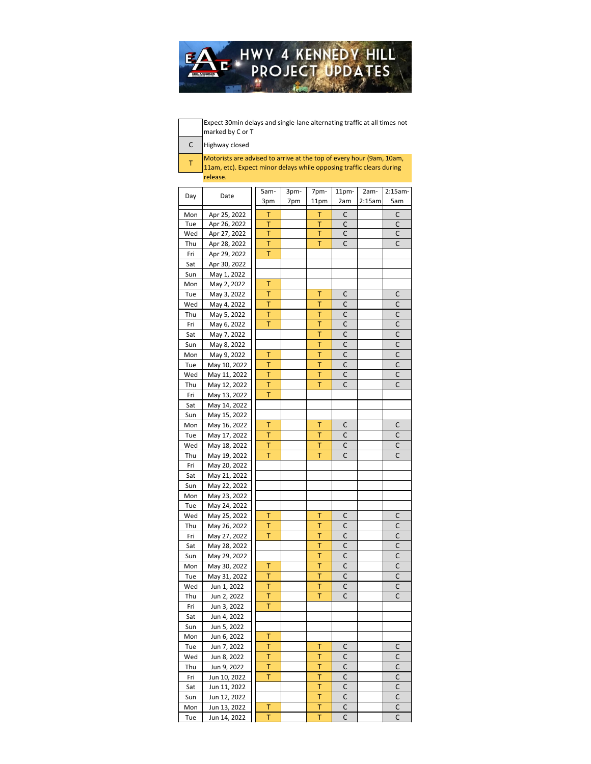# HWY 4 KENNEDY HILL PROJECT UPDATES

| | |
|---|---|
| | Expect 30min delays and single-lane alternating traffic at all times not marked by C or T |
| C | Highway closed |
| T | Motorists are advised to arrive at the top of every hour (9am, 10am, 11am, etc). Expect minor delays while opposing traffic clears during release. |

| Day | Date | 5am-3pm | 3pm-7pm | 7pm-11pm | 11pm-2am | 2am-2:15am | 2:15am-5am |
|---|---|---|---|---|---|---|---|
| Mon | Apr 25, 2022 | T | | T | C | | C |
| Tue | Apr 26, 2022 | T | | T | C | | C |
| Wed | Apr 27, 2022 | T | | T | C | | C |
| Thu | Apr 28, 2022 | T | | T | C | | C |
| Fri | Apr 29, 2022 | T | | | | | |
| Sat | Apr 30, 2022 | | | | | | |
| Sun | May 1, 2022 | | | | | | |
| Mon | May 2, 2022 | T | | | | | |
| Tue | May 3, 2022 | T | | T | C | | C |
| Wed | May 4, 2022 | T | | T | C | | C |
| Thu | May 5, 2022 | T | | T | C | | C |
| Fri | May 6, 2022 | T | | T | C | | C |
| Sat | May 7, 2022 | | | T | C | | C |
| Sun | May 8, 2022 | | | T | C | | C |
| Mon | May 9, 2022 | T | | T | C | | C |
| Tue | May 10, 2022 | T | | T | C | | C |
| Wed | May 11, 2022 | T | | T | C | | C |
| Thu | May 12, 2022 | T | | T | C | | C |
| Fri | May 13, 2022 | T | | | | | |
| Sat | May 14, 2022 | | | | | | |
| Sun | May 15, 2022 | | | | | | |
| Mon | May 16, 2022 | T | | T | C | | C |
| Tue | May 17, 2022 | T | | T | C | | C |
| Wed | May 18, 2022 | T | | T | C | | C |
| Thu | May 19, 2022 | T | | T | C | | C |
| Fri | May 20, 2022 | | | | | | |
| Sat | May 21, 2022 | | | | | | |
| Sun | May 22, 2022 | | | | | | |
| Mon | May 23, 2022 | | | | | | |
| Tue | May 24, 2022 | | | | | | |
| Wed | May 25, 2022 | T | | T | C | | C |
| Thu | May 26, 2022 | T | | T | C | | C |
| Fri | May 27, 2022 | T | | T | C | | C |
| Sat | May 28, 2022 | | | T | C | | C |
| Sun | May 29, 2022 | | | T | C | | C |
| Mon | May 30, 2022 | T | | T | C | | C |
| Tue | May 31, 2022 | T | | T | C | | C |
| Wed | Jun 1, 2022 | T | | T | C | | C |
| Thu | Jun 2, 2022 | T | | T | C | | C |
| Fri | Jun 3, 2022 | T | | | | | |
| Sat | Jun 4, 2022 | | | | | | |
| Sun | Jun 5, 2022 | | | | | | |
| Mon | Jun 6, 2022 | T | | | | | |
| Tue | Jun 7, 2022 | T | | T | C | | C |
| Wed | Jun 8, 2022 | T | | T | C | | C |
| Thu | Jun 9, 2022 | T | | T | C | | C |
| Fri | Jun 10, 2022 | T | | T | C | | C |
| Sat | Jun 11, 2022 | | | T | C | | C |
| Sun | Jun 12, 2022 | | | T | C | | C |
| Mon | Jun 13, 2022 | T | | T | C | | C |
| Tue | Jun 14, 2022 | T | | T | C | | C |